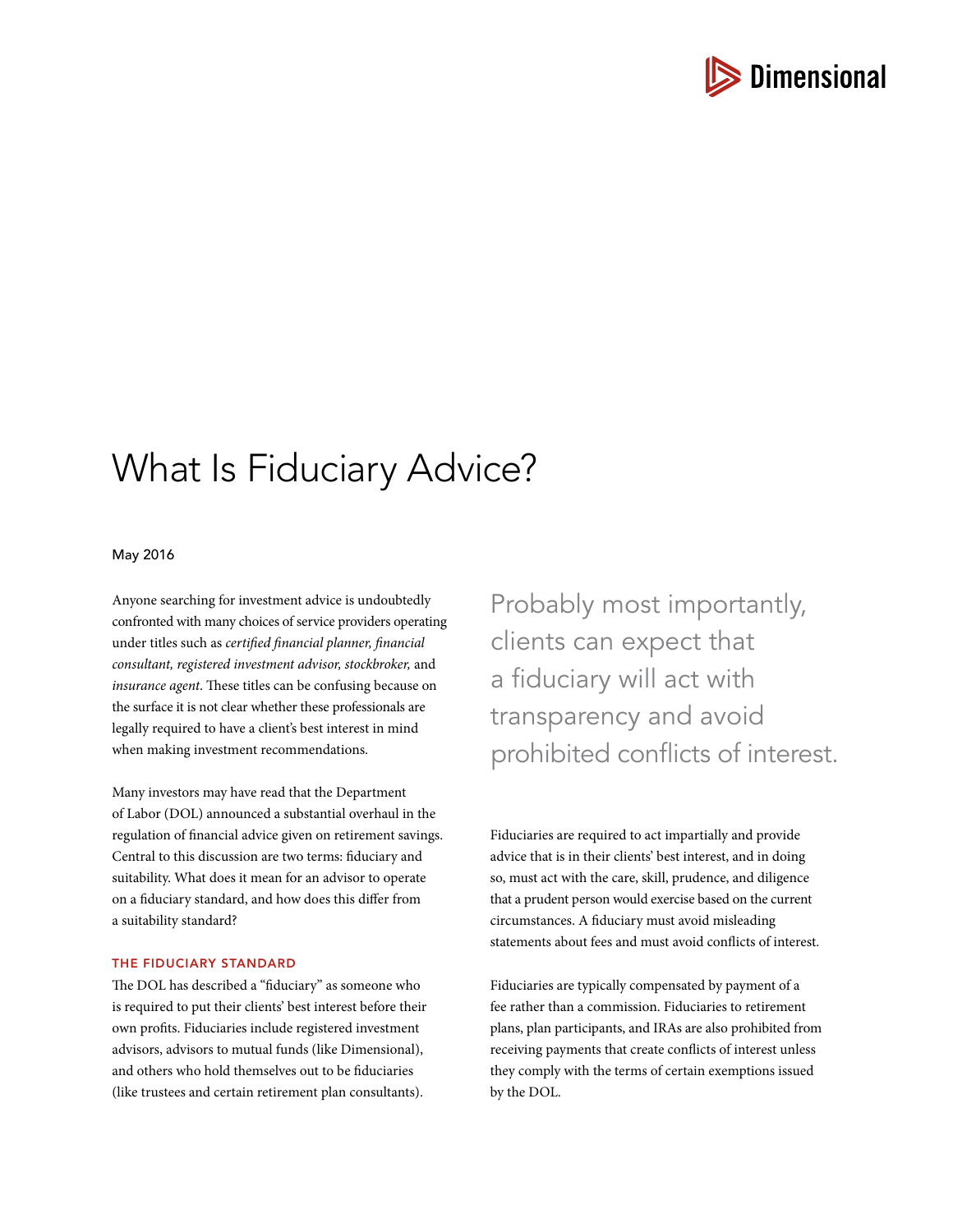# What Is Fiduciary Advice?

May 2016

Anyone searching for investment advice is undoubtedly confronted with many choices of service providers operating under titles such as *certified financial planner, financial consultant, registered investment advisor, stockbroker,* and *insurance agent*. These titles can be confusing because on the surface it is not clear whether these professionals are legally required to have a client's best interest in mind when making investment recommendations.

Many investors may have read that the Department of Labor (DOL) announced a substantial overhaul in the regulation of financial advice given on retirement savings. Central to this discussion are two terms: fiduciary and suitability. What does it mean for an advisor to operate on a fiduciary standard, and how does this differ from a suitability standard?

## THE FIDUCIARY STANDARD

The DOL has described a "fiduciary" as someone who is required to put their clients' best interest before their own profits. Fiduciaries include registered investment advisors, advisors to mutual funds (like Dimensional), and others who hold themselves out to be fiduciaries (like trustees and certain retirement plan consultants).

> Probably most importantly, clients can expect that a fiduciary will act with transparency and avoid prohibited conflicts of interest.

Fiduciaries are required to act impartially and provide advice that is in their clients' best interest, and in doing so, must act with the care, skill, prudence, and diligence that a prudent person would exercise based on the current circumstances. A fiduciary must avoid misleading statements about fees and must avoid conflicts of interest.

Fiduciaries are typically compensated by payment of a fee rather than a commission. Fiduciaries to retirement plans, plan participants, and IRAs are also prohibited from receiving payments that create conflicts of interest unless they comply with the terms of certain exemptions issued by the DOL.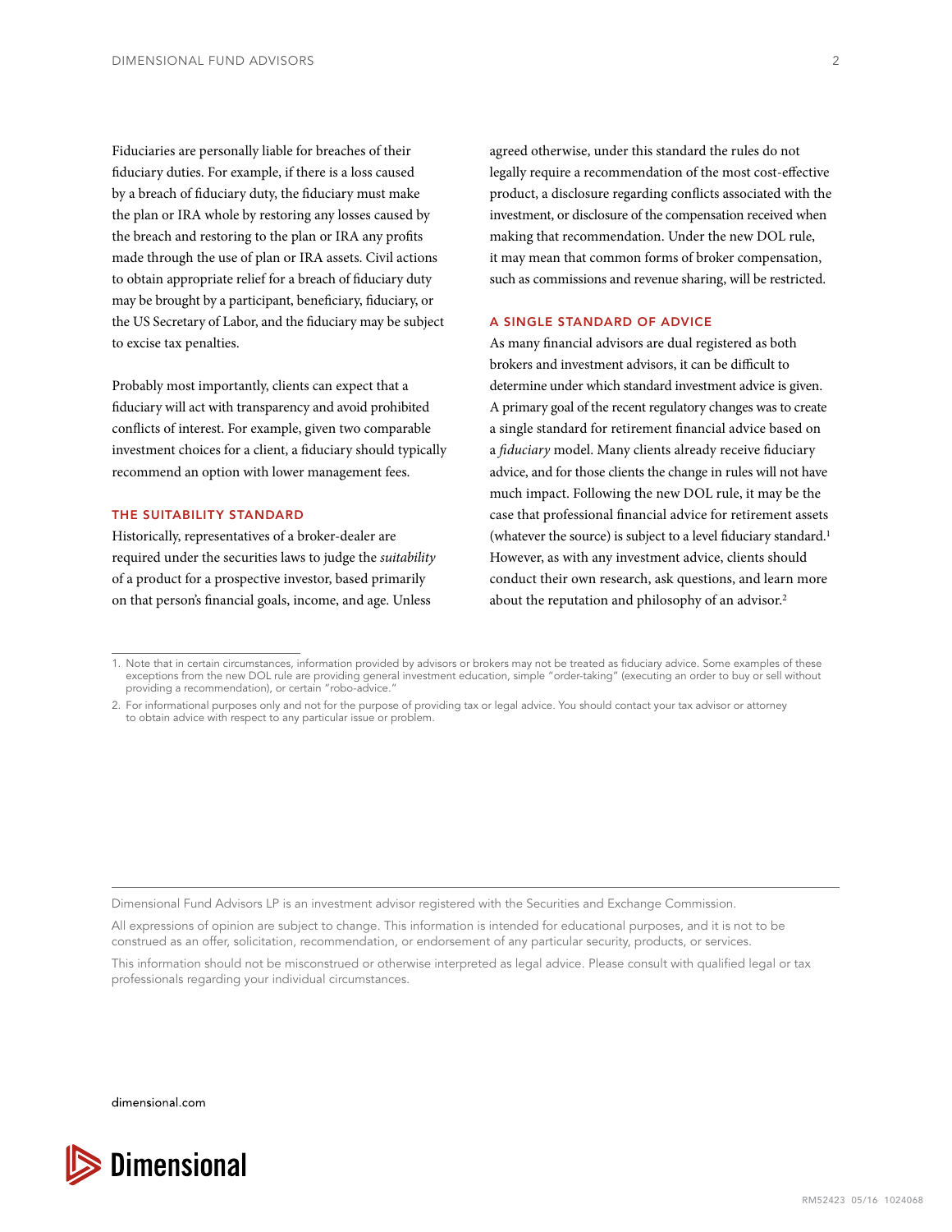Fiduciaries are personally liable for breaches of their fiduciary duties. For example, if there is a loss caused by a breach of fiduciary duty, the fiduciary must make the plan or IRA whole by restoring any losses caused by the breach and restoring to the plan or IRA any profits made through the use of plan or IRA assets. Civil actions to obtain appropriate relief for a breach of fiduciary duty may be brought by a participant, beneficiary, fiduciary, or the US Secretary of Labor, and the fiduciary may be subject to excise tax penalties.

Probably most importantly, clients can expect that a fiduciary will act with transparency and avoid prohibited conflicts of interest. For example, given two comparable investment choices for a client, a fiduciary should typically recommend an option with lower management fees.

## THE SUITABILITY STANDARD

Historically, representatives of a broker-dealer are required under the securities laws to judge the *suitability* of a product for a prospective investor, based primarily on that person's financial goals, income, and age. Unless agreed otherwise, under this standard the rules do not legally require a recommendation of the most cost-effective product, a disclosure regarding conflicts associated with the investment, or disclosure of the compensation received when making that recommendation. Under the new DOL rule, it may mean that common forms of broker compensation, such as commissions and revenue sharing, will be restricted.

## A SINGLE STANDARD OF ADVICE

As many financial advisors are dual registered as both brokers and investment advisors, it can be difficult to determine under which standard investment advice is given. A primary goal of the recent regulatory changes was to create a single standard for retirement financial advice based on a *fiduciary* model. Many clients already receive fiduciary advice, and for those clients the change in rules will not have much impact. Following the new DOL rule, it may be the case that professional financial advice for retirement assets (whatever the source) is subject to a level fiduciary standard.[1] However, as with any investment advice, clients should conduct their own research, ask questions, and learn more about the reputation and philosophy of an advisor.[2]

---

1. Note that in certain circumstances, information provided by advisors or brokers may not be treated as fiduciary advice. Some examples of these exceptions from the new DOL rule are providing general investment education, simple "order-taking" (executing an order to buy or sell without providing a recommendation), or certain "robo-advice."
2. For informational purposes only and not for the purpose of providing tax or legal advice. You should contact your tax advisor or attorney to obtain advice with respect to any particular issue or problem.

---

Dimensional Fund Advisors LP is an investment advisor registered with the Securities and Exchange Commission.

All expressions of opinion are subject to change. This information is intended for educational purposes, and it is not to be construed as an offer, solicitation, recommendation, or endorsement of any particular security, products, or services.

This information should not be misconstrued or otherwise interpreted as legal advice. Please consult with qualified legal or tax professionals regarding your individual circumstances.

dimensional.com

Dimensional

RM52423 05/16 1024068